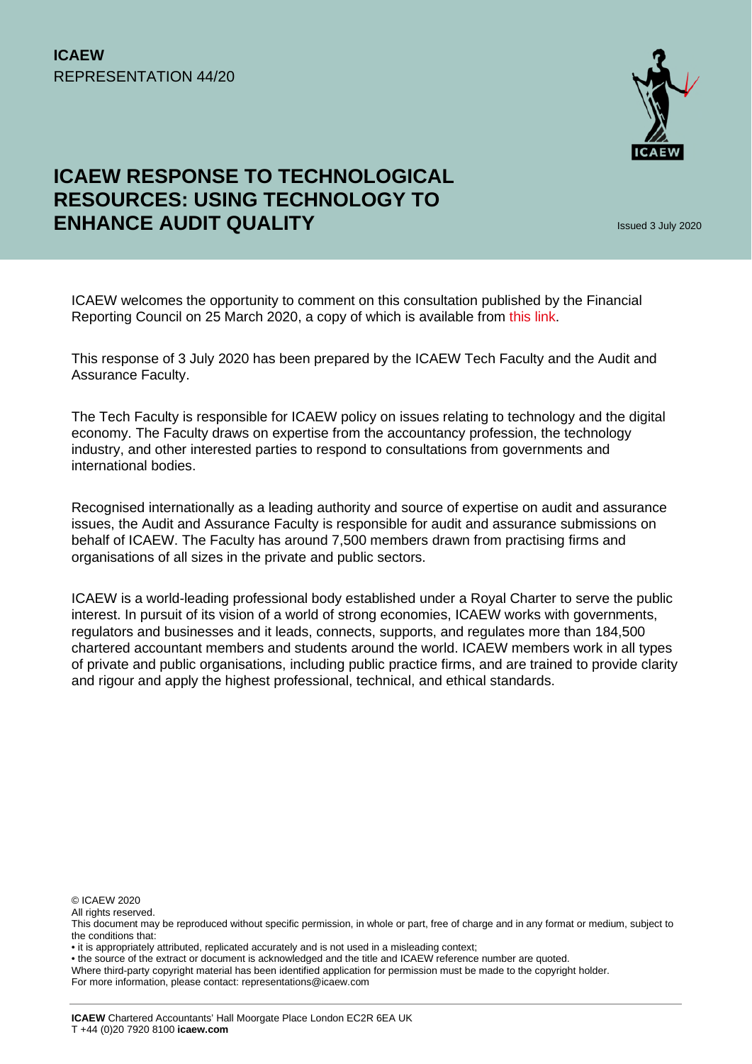**ICAEW**
REPRESENTATION 44/20

# ICAEW RESPONSE TO TECHNOLOGICAL RESOURCES: USING TECHNOLOGY TO ENHANCE AUDIT QUALITY

Issued 3 July 2020

ICAEW welcomes the opportunity to comment on this consultation published by the Financial Reporting Council on 25 March 2020, a copy of which is available from this link.

This response of 3 July 2020 has been prepared by the ICAEW Tech Faculty and the Audit and Assurance Faculty.

The Tech Faculty is responsible for ICAEW policy on issues relating to technology and the digital economy. The Faculty draws on expertise from the accountancy profession, the technology industry, and other interested parties to respond to consultations from governments and international bodies.

Recognised internationally as a leading authority and source of expertise on audit and assurance issues, the Audit and Assurance Faculty is responsible for audit and assurance submissions on behalf of ICAEW. The Faculty has around 7,500 members drawn from practising firms and organisations of all sizes in the private and public sectors.

ICAEW is a world-leading professional body established under a Royal Charter to serve the public interest. In pursuit of its vision of a world of strong economies, ICAEW works with governments, regulators and businesses and it leads, connects, supports, and regulates more than 184,500 chartered accountant members and students around the world. ICAEW members work in all types of private and public organisations, including public practice firms, and are trained to provide clarity and rigour and apply the highest professional, technical, and ethical standards.

© ICAEW 2020
All rights reserved.
This document may be reproduced without specific permission, in whole or part, free of charge and in any format or medium, subject to the conditions that:
• it is appropriately attributed, replicated accurately and is not used in a misleading context;
• the source of the extract or document is acknowledged and the title and ICAEW reference number are quoted.
Where third-party copyright material has been identified application for permission must be made to the copyright holder.
For more information, please contact: representations@icaew.com

**ICAEW** Chartered Accountants' Hall Moorgate Place London EC2R 6EA UK
T +44 (0)20 7920 8100 **icaew.com**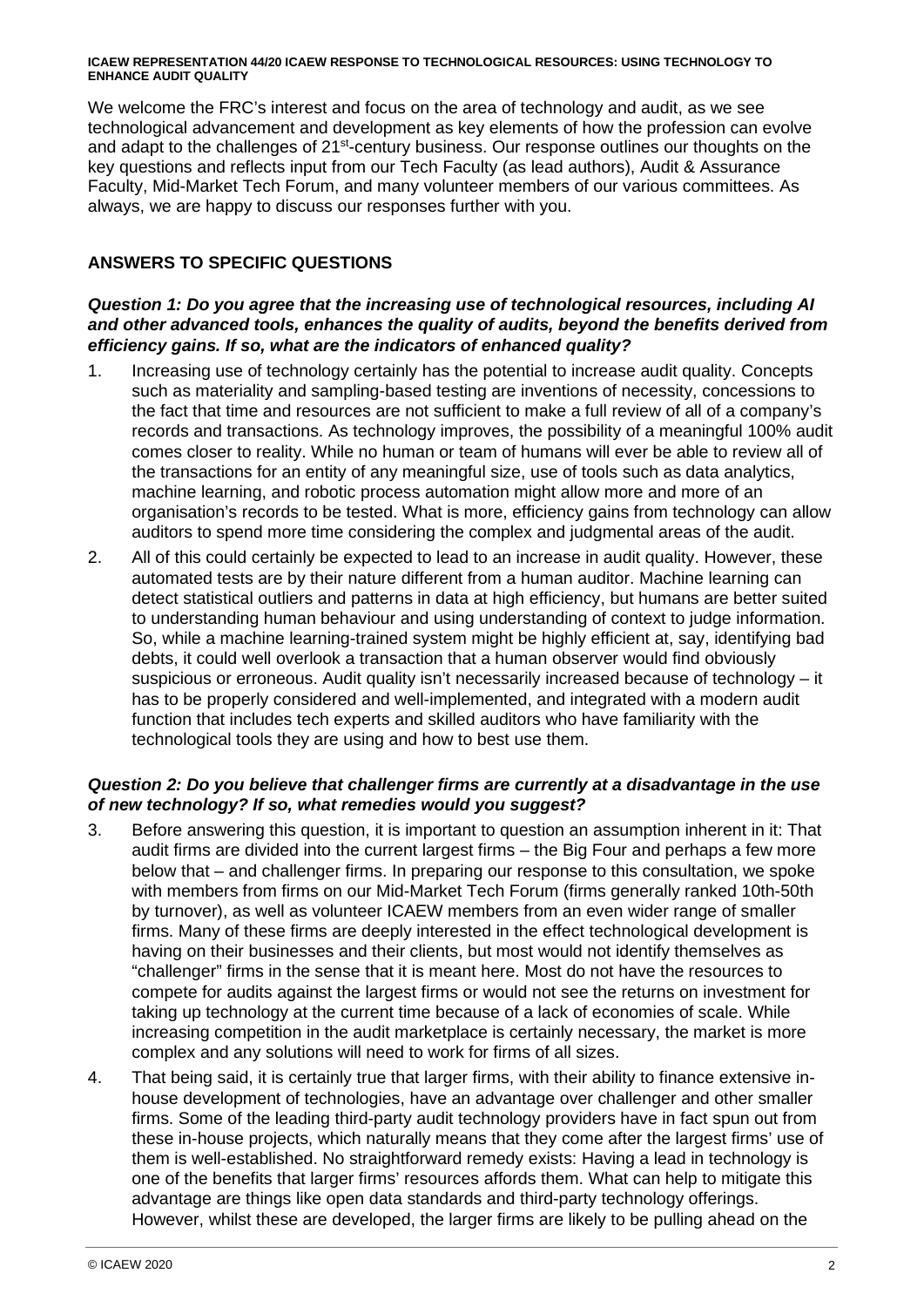We welcome the FRC's interest and focus on the area of technology and audit, as we see technological advancement and development as key elements of how the profession can evolve and adapt to the challenges of 21st-century business. Our response outlines our thoughts on the key questions and reflects input from our Tech Faculty (as lead authors), Audit & Assurance Faculty, Mid-Market Tech Forum, and many volunteer members of our various committees. As always, we are happy to discuss our responses further with you.

## ANSWERS TO SPECIFIC QUESTIONS

***Question 1: Do you agree that the increasing use of technological resources, including AI and other advanced tools, enhances the quality of audits, beyond the benefits derived from efficiency gains. If so, what are the indicators of enhanced quality?***

1. Increasing use of technology certainly has the potential to increase audit quality. Concepts such as materiality and sampling-based testing are inventions of necessity, concessions to the fact that time and resources are not sufficient to make a full review of all of a company's records and transactions. As technology improves, the possibility of a meaningful 100% audit comes closer to reality. While no human or team of humans will ever be able to review all of the transactions for an entity of any meaningful size, use of tools such as data analytics, machine learning, and robotic process automation might allow more and more of an organisation's records to be tested. What is more, efficiency gains from technology can allow auditors to spend more time considering the complex and judgmental areas of the audit.

2. All of this could certainly be expected to lead to an increase in audit quality. However, these automated tests are by their nature different from a human auditor. Machine learning can detect statistical outliers and patterns in data at high efficiency, but humans are better suited to understanding human behaviour and using understanding of context to judge information. So, while a machine learning-trained system might be highly efficient at, say, identifying bad debts, it could well overlook a transaction that a human observer would find obviously suspicious or erroneous. Audit quality isn't necessarily increased because of technology – it has to be properly considered and well-implemented, and integrated with a modern audit function that includes tech experts and skilled auditors who have familiarity with the technological tools they are using and how to best use them.

***Question 2: Do you believe that challenger firms are currently at a disadvantage in the use of new technology? If so, what remedies would you suggest?***

3. Before answering this question, it is important to question an assumption inherent in it: That audit firms are divided into the current largest firms – the Big Four and perhaps a few more below that – and challenger firms. In preparing our response to this consultation, we spoke with members from firms on our Mid-Market Tech Forum (firms generally ranked 10th-50th by turnover), as well as volunteer ICAEW members from an even wider range of smaller firms. Many of these firms are deeply interested in the effect technological development is having on their businesses and their clients, but most would not identify themselves as "challenger" firms in the sense that it is meant here. Most do not have the resources to compete for audits against the largest firms or would not see the returns on investment for taking up technology at the current time because of a lack of economies of scale. While increasing competition in the audit marketplace is certainly necessary, the market is more complex and any solutions will need to work for firms of all sizes.

4. That being said, it is certainly true that larger firms, with their ability to finance extensive in-house development of technologies, have an advantage over challenger and other smaller firms. Some of the leading third-party audit technology providers have in fact spun out from these in-house projects, which naturally means that they come after the largest firms' use of them is well-established. No straightforward remedy exists: Having a lead in technology is one of the benefits that larger firms' resources affords them. What can help to mitigate this advantage are things like open data standards and third-party technology offerings. However, whilst these are developed, the larger firms are likely to be pulling ahead on the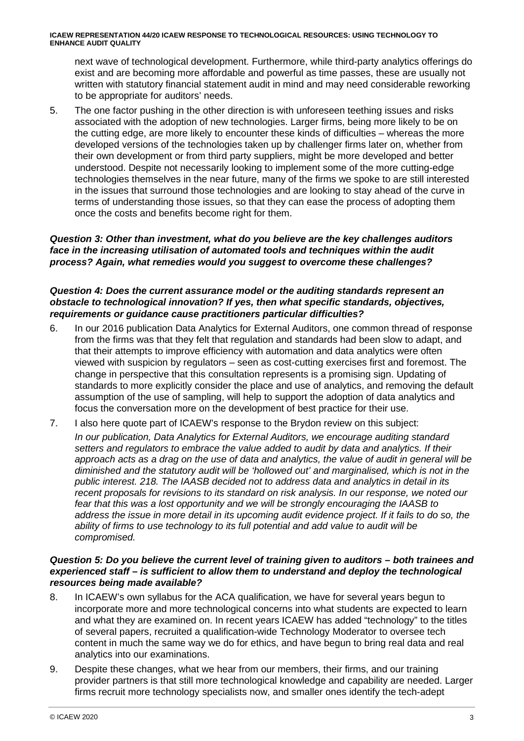next wave of technological development. Furthermore, while third-party analytics offerings do exist and are becoming more affordable and powerful as time passes, these are usually not written with statutory financial statement audit in mind and may need considerable reworking to be appropriate for auditors' needs.

5. The one factor pushing in the other direction is with unforeseen teething issues and risks associated with the adoption of new technologies. Larger firms, being more likely to be on the cutting edge, are more likely to encounter these kinds of difficulties – whereas the more developed versions of the technologies taken up by challenger firms later on, whether from their own development or from third party suppliers, might be more developed and better understood. Despite not necessarily looking to implement some of the more cutting-edge technologies themselves in the near future, many of the firms we spoke to are still interested in the issues that surround those technologies and are looking to stay ahead of the curve in terms of understanding those issues, so that they can ease the process of adopting them once the costs and benefits become right for them.

***Question 3: Other than investment, what do you believe are the key challenges auditors face in the increasing utilisation of automated tools and techniques within the audit process? Again, what remedies would you suggest to overcome these challenges?***

***Question 4: Does the current assurance model or the auditing standards represent an obstacle to technological innovation? If yes, then what specific standards, objectives, requirements or guidance cause practitioners particular difficulties?***

6. In our 2016 publication Data Analytics for External Auditors, one common thread of response from the firms was that they felt that regulation and standards had been slow to adapt, and that their attempts to improve efficiency with automation and data analytics were often viewed with suspicion by regulators – seen as cost-cutting exercises first and foremost. The change in perspective that this consultation represents is a promising sign. Updating of standards to more explicitly consider the place and use of analytics, and removing the default assumption of the use of sampling, will help to support the adoption of data analytics and focus the conversation more on the development of best practice for their use.

7. I also here quote part of ICAEW's response to the Brydon review on this subject:

   *In our publication, Data Analytics for External Auditors, we encourage auditing standard setters and regulators to embrace the value added to audit by data and analytics. If their approach acts as a drag on the use of data and analytics, the value of audit in general will be diminished and the statutory audit will be 'hollowed out' and marginalised, which is not in the public interest. 218. The IAASB decided not to address data and analytics in detail in its recent proposals for revisions to its standard on risk analysis. In our response, we noted our fear that this was a lost opportunity and we will be strongly encouraging the IAASB to address the issue in more detail in its upcoming audit evidence project. If it fails to do so, the ability of firms to use technology to its full potential and add value to audit will be compromised.*

***Question 5: Do you believe the current level of training given to auditors – both trainees and experienced staff – is sufficient to allow them to understand and deploy the technological resources being made available?***

8. In ICAEW's own syllabus for the ACA qualification, we have for several years begun to incorporate more and more technological concerns into what students are expected to learn and what they are examined on. In recent years ICAEW has added "technology" to the titles of several papers, recruited a qualification-wide Technology Moderator to oversee tech content in much the same way we do for ethics, and have begun to bring real data and real analytics into our examinations.

9. Despite these changes, what we hear from our members, their firms, and our training provider partners is that still more technological knowledge and capability are needed. Larger firms recruit more technology specialists now, and smaller ones identify the tech-adept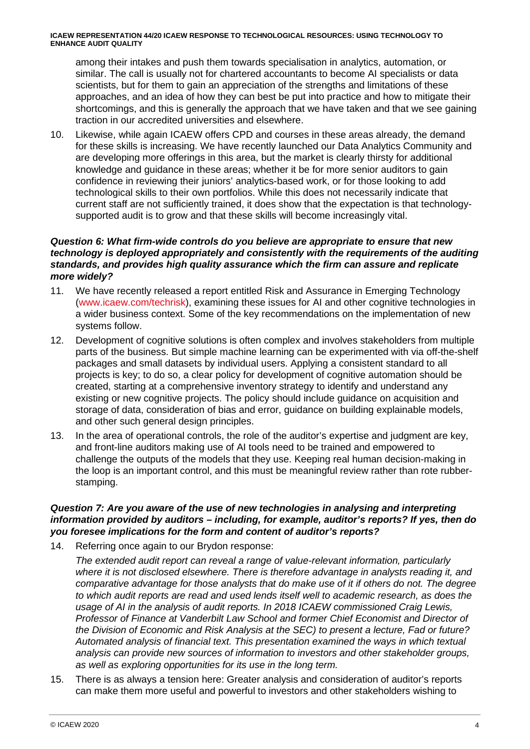among their intakes and push them towards specialisation in analytics, automation, or similar. The call is usually not for chartered accountants to become AI specialists or data scientists, but for them to gain an appreciation of the strengths and limitations of these approaches, and an idea of how they can best be put into practice and how to mitigate their shortcomings, and this is generally the approach that we have taken and that we see gaining traction in our accredited universities and elsewhere.

10. Likewise, while again ICAEW offers CPD and courses in these areas already, the demand for these skills is increasing. We have recently launched our Data Analytics Community and are developing more offerings in this area, but the market is clearly thirsty for additional knowledge and guidance in these areas; whether it be for more senior auditors to gain confidence in reviewing their juniors' analytics-based work, or for those looking to add technological skills to their own portfolios. While this does not necessarily indicate that current staff are not sufficiently trained, it does show that the expectation is that technology-supported audit is to grow and that these skills will become increasingly vital.

***Question 6: What firm-wide controls do you believe are appropriate to ensure that new technology is deployed appropriately and consistently with the requirements of the auditing standards, and provides high quality assurance which the firm can assure and replicate more widely?***

11. We have recently released a report entitled Risk and Assurance in Emerging Technology (www.icaew.com/techrisk), examining these issues for AI and other cognitive technologies in a wider business context. Some of the key recommendations on the implementation of new systems follow.
12. Development of cognitive solutions is often complex and involves stakeholders from multiple parts of the business. But simple machine learning can be experimented with via off-the-shelf packages and small datasets by individual users. Applying a consistent standard to all projects is key; to do so, a clear policy for development of cognitive automation should be created, starting at a comprehensive inventory strategy to identify and understand any existing or new cognitive projects. The policy should include guidance on acquisition and storage of data, consideration of bias and error, guidance on building explainable models, and other such general design principles.
13. In the area of operational controls, the role of the auditor's expertise and judgment are key, and front-line auditors making use of AI tools need to be trained and empowered to challenge the outputs of the models that they use. Keeping real human decision-making in the loop is an important control, and this must be meaningful review rather than rote rubber-stamping.

***Question 7: Are you aware of the use of new technologies in analysing and interpreting information provided by auditors – including, for example, auditor's reports? If yes, then do you foresee implications for the form and content of auditor's reports?***

14. Referring once again to our Brydon response:

    *The extended audit report can reveal a range of value-relevant information, particularly where it is not disclosed elsewhere. There is therefore advantage in analysts reading it, and comparative advantage for those analysts that do make use of it if others do not. The degree to which audit reports are read and used lends itself well to academic research, as does the usage of AI in the analysis of audit reports. In 2018 ICAEW commissioned Craig Lewis, Professor of Finance at Vanderbilt Law School and former Chief Economist and Director of the Division of Economic and Risk Analysis at the SEC) to present a lecture, Fad or future? Automated analysis of financial text. This presentation examined the ways in which textual analysis can provide new sources of information to investors and other stakeholder groups, as well as exploring opportunities for its use in the long term.*

15. There is as always a tension here: Greater analysis and consideration of auditor's reports can make them more useful and powerful to investors and other stakeholders wishing to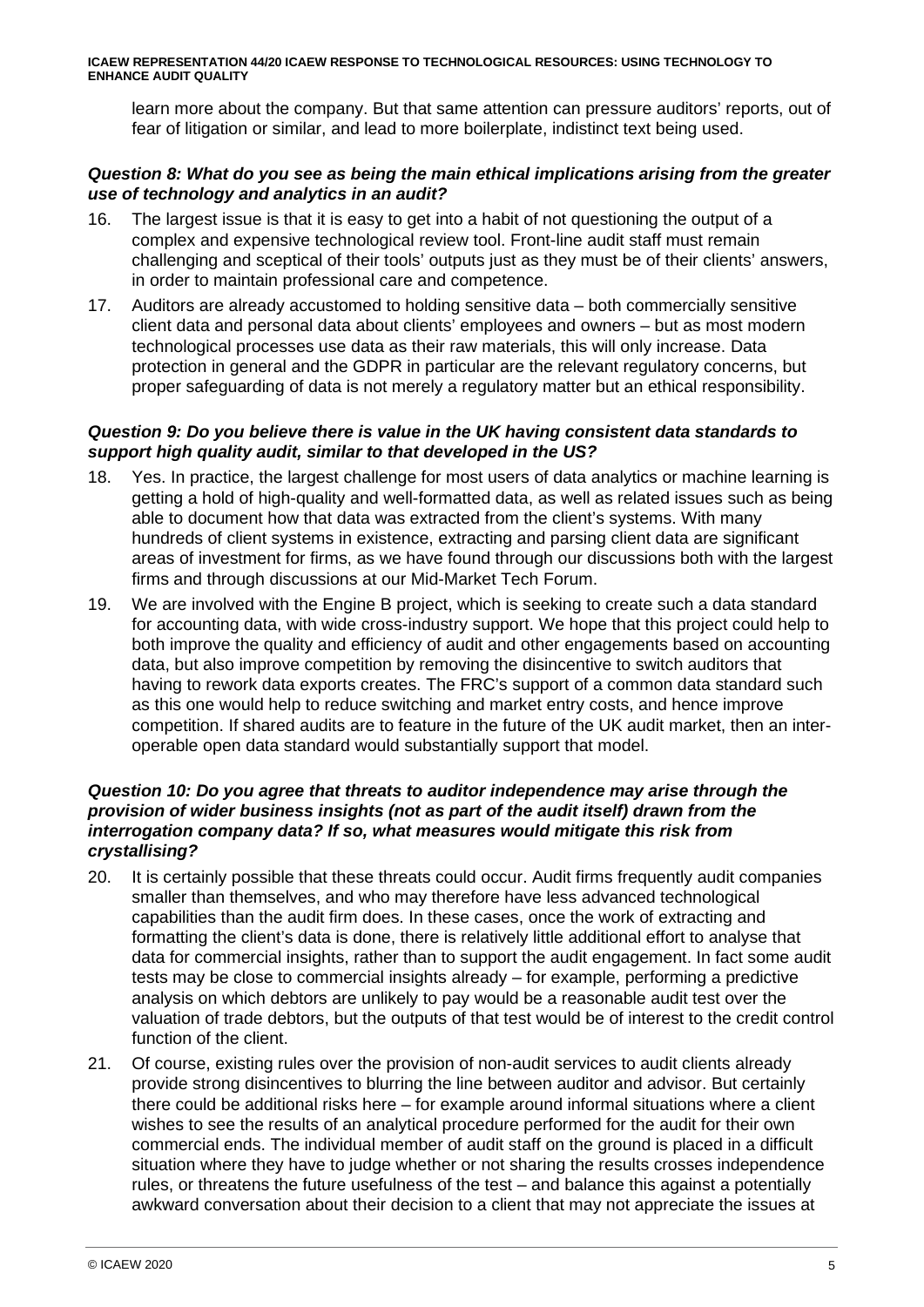learn more about the company. But that same attention can pressure auditors' reports, out of fear of litigation or similar, and lead to more boilerplate, indistinct text being used.

***Question 8: What do you see as being the main ethical implications arising from the greater use of technology and analytics in an audit?***

16. The largest issue is that it is easy to get into a habit of not questioning the output of a complex and expensive technological review tool. Front-line audit staff must remain challenging and sceptical of their tools' outputs just as they must be of their clients' answers, in order to maintain professional care and competence.
17. Auditors are already accustomed to holding sensitive data – both commercially sensitive client data and personal data about clients' employees and owners – but as most modern technological processes use data as their raw materials, this will only increase. Data protection in general and the GDPR in particular are the relevant regulatory concerns, but proper safeguarding of data is not merely a regulatory matter but an ethical responsibility.

***Question 9: Do you believe there is value in the UK having consistent data standards to support high quality audit, similar to that developed in the US?***

18. Yes. In practice, the largest challenge for most users of data analytics or machine learning is getting a hold of high-quality and well-formatted data, as well as related issues such as being able to document how that data was extracted from the client's systems. With many hundreds of client systems in existence, extracting and parsing client data are significant areas of investment for firms, as we have found through our discussions both with the largest firms and through discussions at our Mid-Market Tech Forum.
19. We are involved with the Engine B project, which is seeking to create such a data standard for accounting data, with wide cross-industry support. We hope that this project could help to both improve the quality and efficiency of audit and other engagements based on accounting data, but also improve competition by removing the disincentive to switch auditors that having to rework data exports creates. The FRC's support of a common data standard such as this one would help to reduce switching and market entry costs, and hence improve competition. If shared audits are to feature in the future of the UK audit market, then an inter-operable open data standard would substantially support that model.

***Question 10: Do you agree that threats to auditor independence may arise through the provision of wider business insights (not as part of the audit itself) drawn from the interrogation company data? If so, what measures would mitigate this risk from crystallising?***

20. It is certainly possible that these threats could occur. Audit firms frequently audit companies smaller than themselves, and who may therefore have less advanced technological capabilities than the audit firm does. In these cases, once the work of extracting and formatting the client's data is done, there is relatively little additional effort to analyse that data for commercial insights, rather than to support the audit engagement. In fact some audit tests may be close to commercial insights already – for example, performing a predictive analysis on which debtors are unlikely to pay would be a reasonable audit test over the valuation of trade debtors, but the outputs of that test would be of interest to the credit control function of the client.
21. Of course, existing rules over the provision of non-audit services to audit clients already provide strong disincentives to blurring the line between auditor and advisor. But certainly there could be additional risks here – for example around informal situations where a client wishes to see the results of an analytical procedure performed for the audit for their own commercial ends. The individual member of audit staff on the ground is placed in a difficult situation where they have to judge whether or not sharing the results crosses independence rules, or threatens the future usefulness of the test – and balance this against a potentially awkward conversation about their decision to a client that may not appreciate the issues at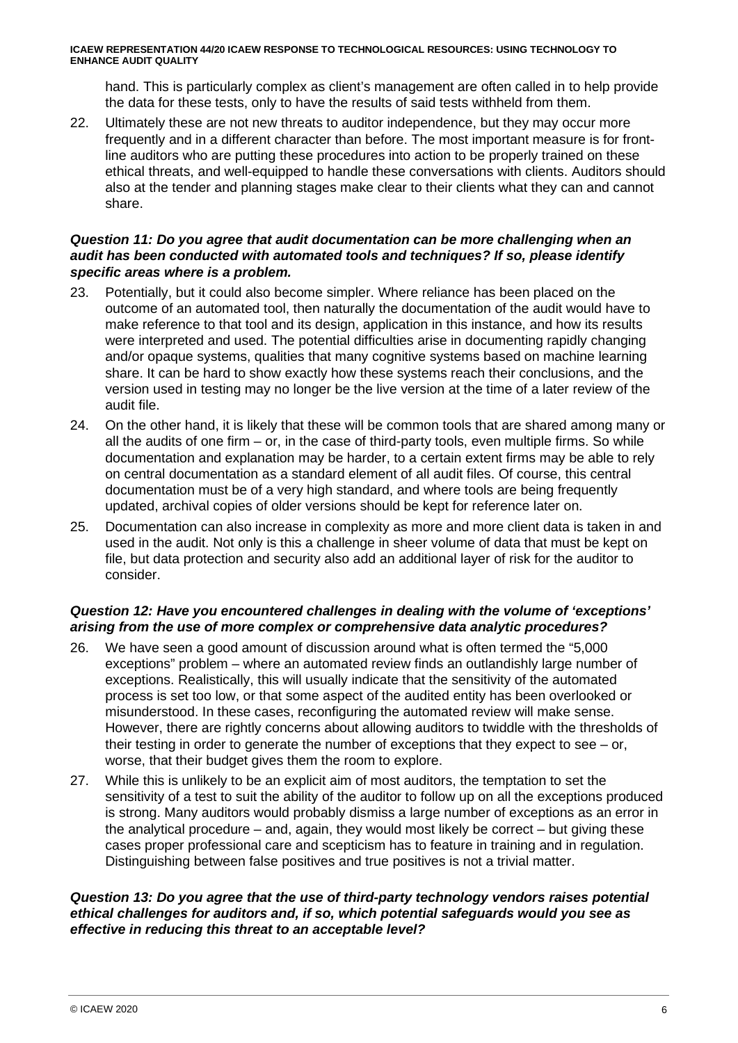hand. This is particularly complex as client's management are often called in to help provide the data for these tests, only to have the results of said tests withheld from them.

22. Ultimately these are not new threats to auditor independence, but they may occur more frequently and in a different character than before. The most important measure is for front-line auditors who are putting these procedures into action to be properly trained on these ethical threats, and well-equipped to handle these conversations with clients. Auditors should also at the tender and planning stages make clear to their clients what they can and cannot share.

***Question 11: Do you agree that audit documentation can be more challenging when an audit has been conducted with automated tools and techniques? If so, please identify specific areas where is a problem.***

23. Potentially, but it could also become simpler. Where reliance has been placed on the outcome of an automated tool, then naturally the documentation of the audit would have to make reference to that tool and its design, application in this instance, and how its results were interpreted and used. The potential difficulties arise in documenting rapidly changing and/or opaque systems, qualities that many cognitive systems based on machine learning share. It can be hard to show exactly how these systems reach their conclusions, and the version used in testing may no longer be the live version at the time of a later review of the audit file.

24. On the other hand, it is likely that these will be common tools that are shared among many or all the audits of one firm – or, in the case of third-party tools, even multiple firms. So while documentation and explanation may be harder, to a certain extent firms may be able to rely on central documentation as a standard element of all audit files. Of course, this central documentation must be of a very high standard, and where tools are being frequently updated, archival copies of older versions should be kept for reference later on.

25. Documentation can also increase in complexity as more and more client data is taken in and used in the audit. Not only is this a challenge in sheer volume of data that must be kept on file, but data protection and security also add an additional layer of risk for the auditor to consider.

***Question 12: Have you encountered challenges in dealing with the volume of 'exceptions' arising from the use of more complex or comprehensive data analytic procedures?***

26. We have seen a good amount of discussion around what is often termed the "5,000 exceptions" problem – where an automated review finds an outlandishly large number of exceptions. Realistically, this will usually indicate that the sensitivity of the automated process is set too low, or that some aspect of the audited entity has been overlooked or misunderstood. In these cases, reconfiguring the automated review will make sense. However, there are rightly concerns about allowing auditors to twiddle with the thresholds of their testing in order to generate the number of exceptions that they expect to see – or, worse, that their budget gives them the room to explore.

27. While this is unlikely to be an explicit aim of most auditors, the temptation to set the sensitivity of a test to suit the ability of the auditor to follow up on all the exceptions produced is strong. Many auditors would probably dismiss a large number of exceptions as an error in the analytical procedure – and, again, they would most likely be correct – but giving these cases proper professional care and scepticism has to feature in training and in regulation. Distinguishing between false positives and true positives is not a trivial matter.

***Question 13: Do you agree that the use of third-party technology vendors raises potential ethical challenges for auditors and, if so, which potential safeguards would you see as effective in reducing this threat to an acceptable level?***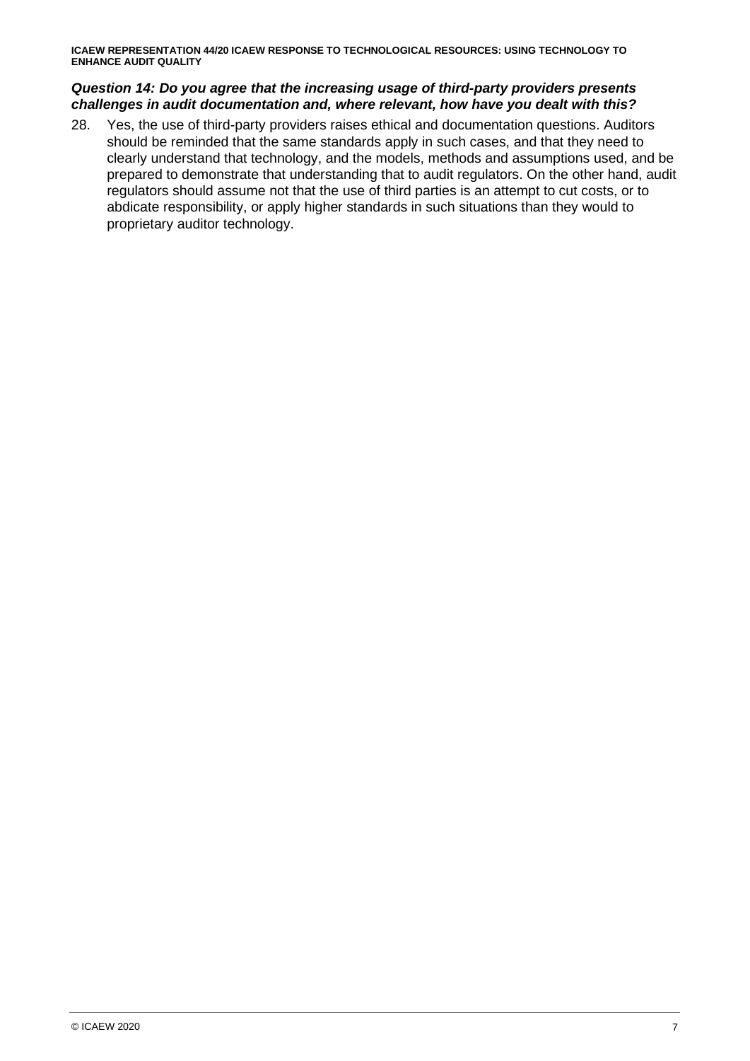***Question 14: Do you agree that the increasing usage of third-party providers presents challenges in audit documentation and, where relevant, how have you dealt with this?***

28. Yes, the use of third-party providers raises ethical and documentation questions. Auditors should be reminded that the same standards apply in such cases, and that they need to clearly understand that technology, and the models, methods and assumptions used, and be prepared to demonstrate that understanding that to audit regulators. On the other hand, audit regulators should assume not that the use of third parties is an attempt to cut costs, or to abdicate responsibility, or apply higher standards in such situations than they would to proprietary auditor technology.